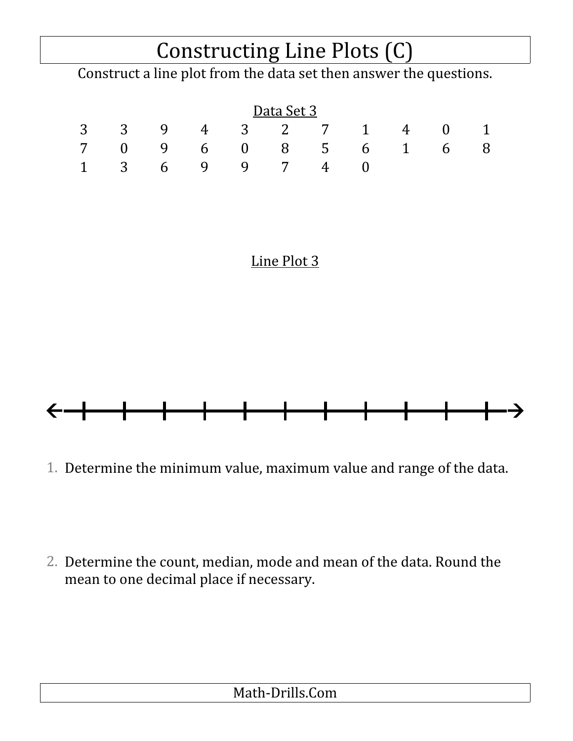# Constructing Line Plots (C)

Construct a line plot from the data set then answer the questions.

Data Set 3

| | | | | | | | | | | |
|---|---|---|---|---|---|---|---|---|---|---|
| 3 | 3 | 9 | 4 | 3 | 2 | 7 | 1 | 4 | 0 | 1 |
| 7 | 0 | 9 | 6 | 0 | 8 | 5 | 6 | 1 | 6 | 8 |
| 1 | 3 | 6 | 9 | 9 | 7 | 4 | 0 | | | |

Line Plot 3

1. Determine the minimum value, maximum value and range of the data.

2. Determine the count, median, mode and mean of the data. Round the mean to one decimal place if necessary.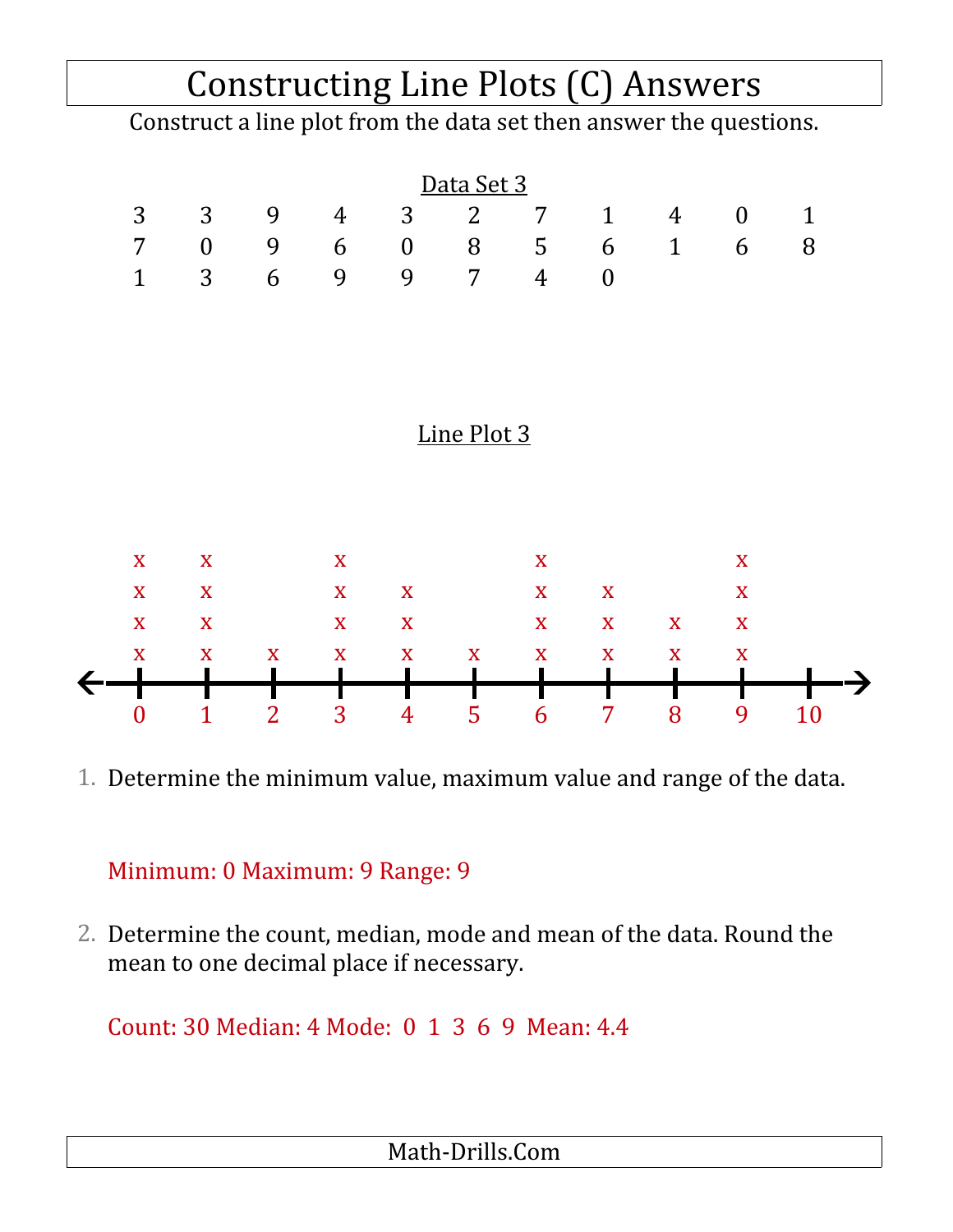# Constructing Line Plots (C) Answers

Construct a line plot from the data set then answer the questions.

Data Set 3

| | | | | | | | | | | |
|---|---|---|---|---|---|---|---|---|---|---|
| 3 | 3 | 9 | 4 | 3 | 2 | 7 | 1 | 4 | 0 | 1 |
| 7 | 0 | 9 | 6 | 0 | 8 | 5 | 6 | 1 | 6 | 8 |
| 1 | 3 | 6 | 9 | 9 | 7 | 4 | 0 | | | |

Line Plot 3

0 1 2 3 4 5 6 7 8 9 10

1. Determine the minimum value, maximum value and range of the data.

   Minimum: 0 Maximum: 9 Range: 9

2. Determine the count, median, mode and mean of the data. Round the mean to one decimal place if necessary.

   Count: 30 Median: 4 Mode: 0 1 3 6 9 Mean: 4.4